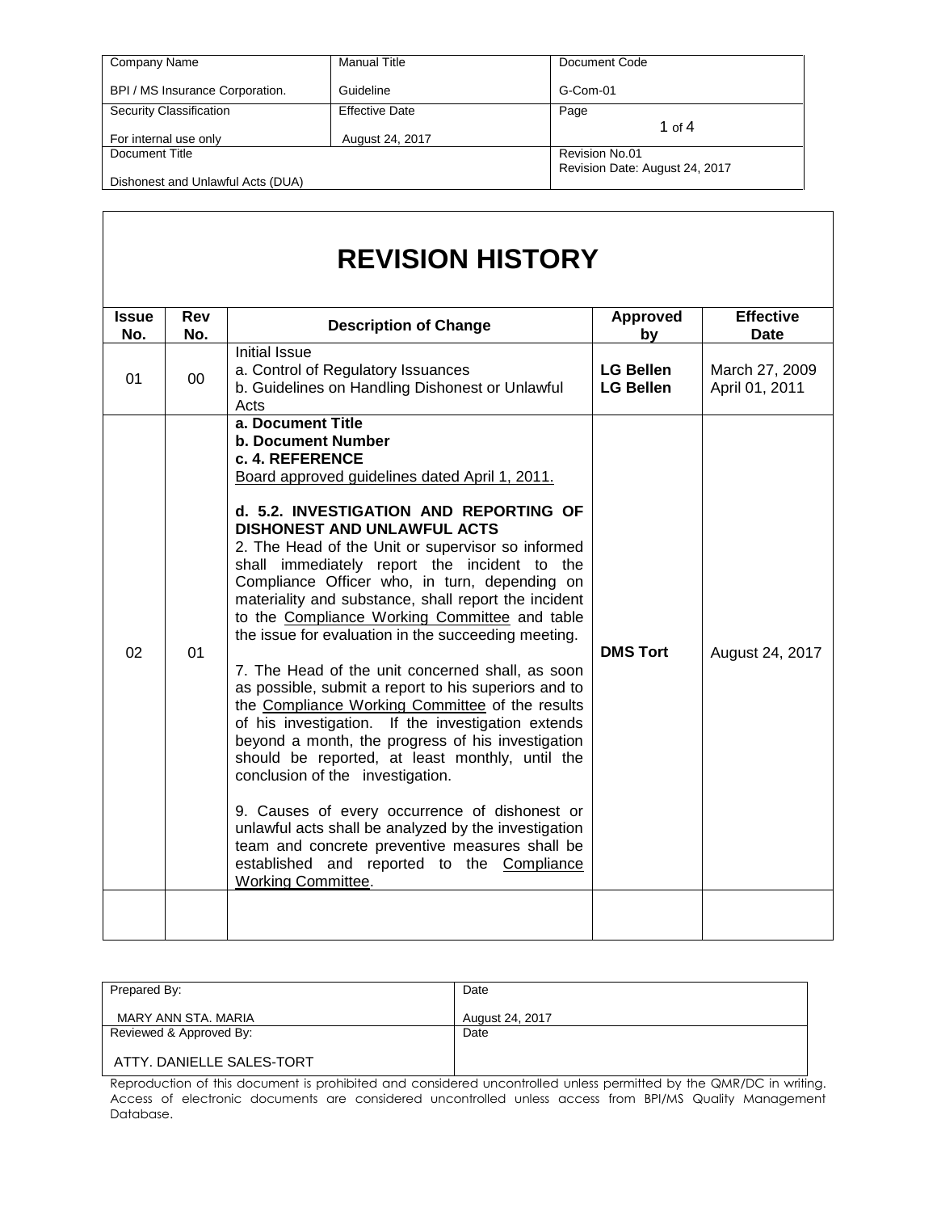| Company Name | Manual Title | Document Code |
|---|---|---|
| BPI / MS Insurance Corporation. | Guideline | G-Com-01 |
| **Security Classification** | **Effective Date** | **Page** |
| For internal use only | August 24, 2017 | 1 of 4 |
| **Document Title** | | **Revision No.01** |
| Dishonest and Unlawful Acts (DUA) | | Revision Date: August 24, 2017 |

# REVISION HISTORY

| Issue No. | Rev No. | Description of Change | Approved by | Effective Date |
|---|---|---|---|---|
| 01 | 00 | Initial Issue<br>a. Control of Regulatory Issuances<br>b. Guidelines on Handling Dishonest or Unlawful Acts | **LG Bellen**<br>**LG Bellen** | March 27, 2009<br>April 01, 2011 |
| 02 | 01 | **a. Document Title**<br>**b. Document Number**<br>**c. 4. REFERENCE**<br>Board approved guidelines dated April 1, 2011.<br><br>**d. 5.2. INVESTIGATION AND REPORTING OF DISHONEST AND UNLAWFUL ACTS**<br>2. The Head of the Unit or supervisor so informed shall immediately report the incident to the Compliance Officer who, in turn, depending on materiality and substance, shall report the incident to the Compliance Working Committee and table the issue for evaluation in the succeeding meeting.<br><br>7. The Head of the unit concerned shall, as soon as possible, submit a report to his superiors and to the Compliance Working Committee of the results of his investigation. If the investigation extends beyond a month, the progress of his investigation should be reported, at least monthly, until the conclusion of the investigation.<br><br>9. Causes of every occurrence of dishonest or unlawful acts shall be analyzed by the investigation team and concrete preventive measures shall be established and reported to the Compliance Working Committee. | **DMS Tort** | August 24, 2017 |
| | | | | |

| Prepared By: | Date |
|---|---|
| MARY ANN STA. MARIA | August 24, 2017 |
| **Reviewed & Approved By:** | **Date** |
| ATTY. DANIELLE SALES-TORT | |

Reproduction of this document is prohibited and considered uncontrolled unless permitted by the QMR/DC in writing. Access of electronic documents are considered uncontrolled unless access from BPI/MS Quality Management Database.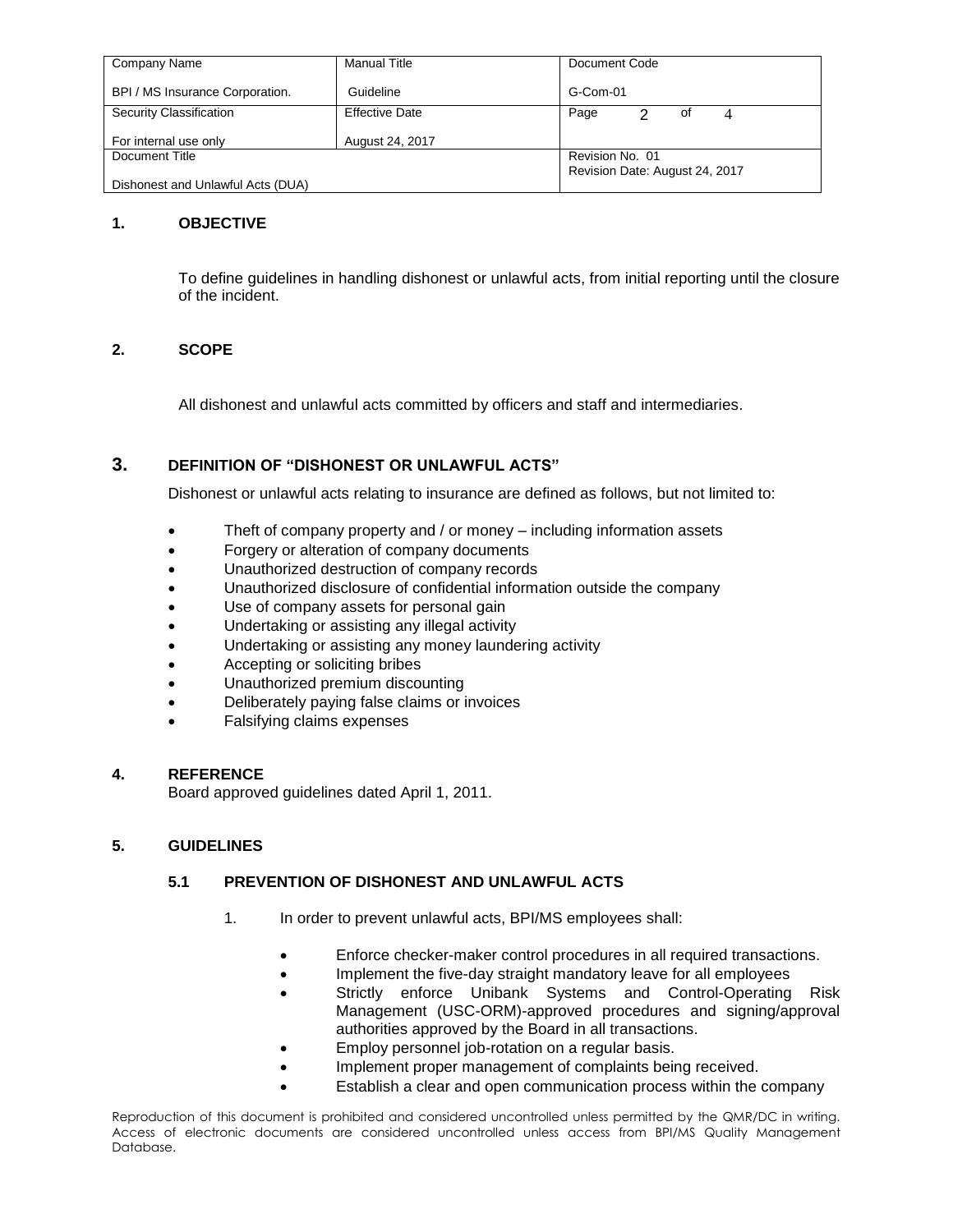## 1. OBJECTIVE

To define guidelines in handling dishonest or unlawful acts, from initial reporting until the closure of the incident.

## 2. SCOPE

All dishonest and unlawful acts committed by officers and staff and intermediaries.

## 3. DEFINITION OF "DISHONEST OR UNLAWFUL ACTS"

Dishonest or unlawful acts relating to insurance are defined as follows, but not limited to:

- Theft of company property and / or money – including information assets
- Forgery or alteration of company documents
- Unauthorized destruction of company records
- Unauthorized disclosure of confidential information outside the company
- Use of company assets for personal gain
- Undertaking or assisting any illegal activity
- Undertaking or assisting any money laundering activity
- Accepting or soliciting bribes
- Unauthorized premium discounting
- Deliberately paying false claims or invoices
- Falsifying claims expenses

## 4. REFERENCE

Board approved guidelines dated April 1, 2011.

## 5. GUIDELINES

### 5.1 PREVENTION OF DISHONEST AND UNLAWFUL ACTS

1. In order to prevent unlawful acts, BPI/MS employees shall:

   - Enforce checker-maker control procedures in all required transactions.
   - Implement the five-day straight mandatory leave for all employees
   - Strictly enforce Unibank Systems and Control-Operating Risk Management (USC-ORM)-approved procedures and signing/approval authorities approved by the Board in all transactions.
   - Employ personnel job-rotation on a regular basis.
   - Implement proper management of complaints being received.
   - Establish a clear and open communication process within the company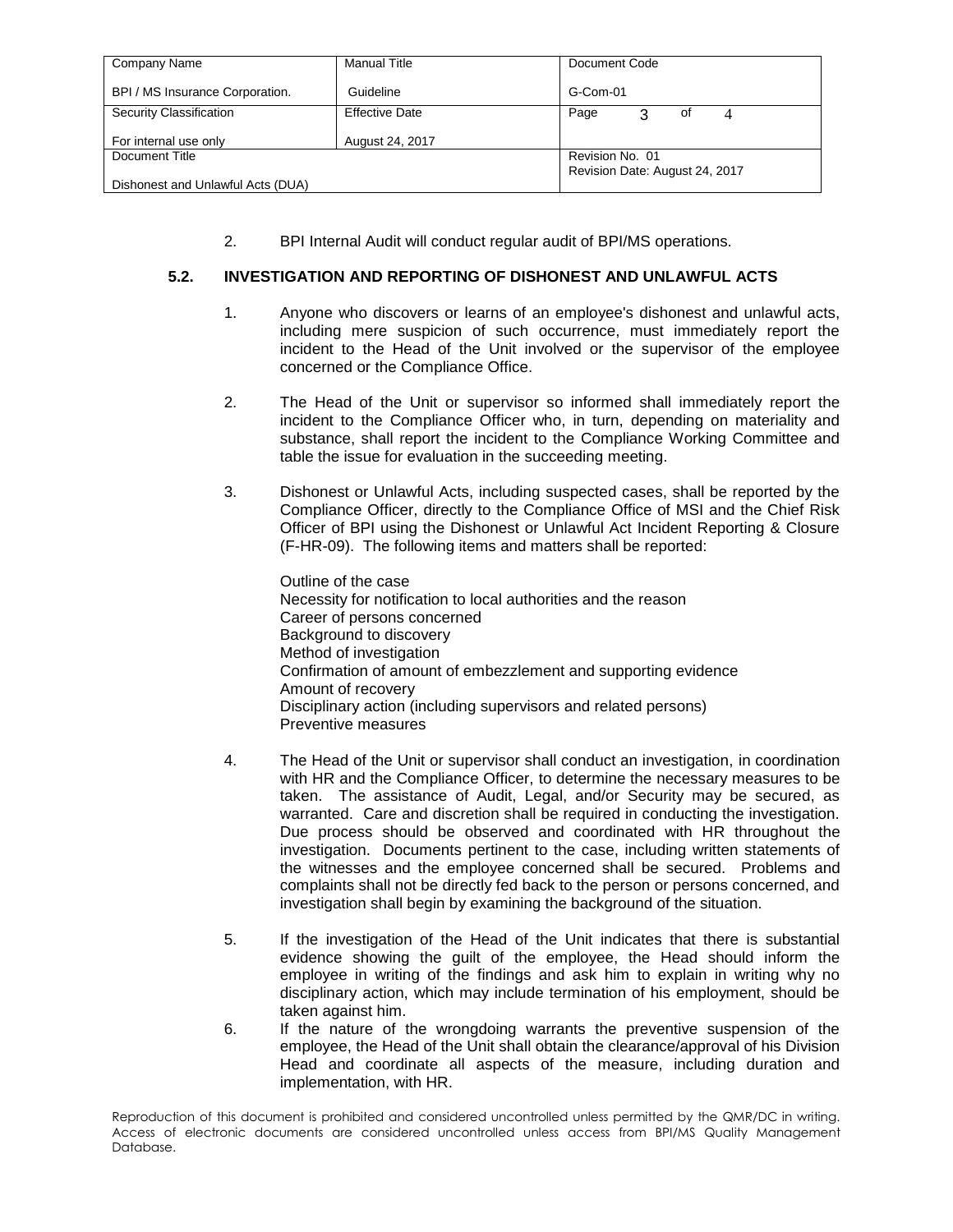2. BPI Internal Audit will conduct regular audit of BPI/MS operations.

### 5.2. INVESTIGATION AND REPORTING OF DISHONEST AND UNLAWFUL ACTS

1. Anyone who discovers or learns of an employee's dishonest and unlawful acts, including mere suspicion of such occurrence, must immediately report the incident to the Head of the Unit involved or the supervisor of the employee concerned or the Compliance Office.

2. The Head of the Unit or supervisor so informed shall immediately report the incident to the Compliance Officer who, in turn, depending on materiality and substance, shall report the incident to the Compliance Working Committee and table the issue for evaluation in the succeeding meeting.

3. Dishonest or Unlawful Acts, including suspected cases, shall be reported by the Compliance Officer, directly to the Compliance Office of MSI and the Chief Risk Officer of BPI using the Dishonest or Unlawful Act Incident Reporting & Closure (F-HR-09). The following items and matters shall be reported:

   Outline of the case
   Necessity for notification to local authorities and the reason
   Career of persons concerned
   Background to discovery
   Method of investigation
   Confirmation of amount of embezzlement and supporting evidence
   Amount of recovery
   Disciplinary action (including supervisors and related persons)
   Preventive measures

4. The Head of the Unit or supervisor shall conduct an investigation, in coordination with HR and the Compliance Officer, to determine the necessary measures to be taken. The assistance of Audit, Legal, and/or Security may be secured, as warranted. Care and discretion shall be required in conducting the investigation. Due process should be observed and coordinated with HR throughout the investigation. Documents pertinent to the case, including written statements of the witnesses and the employee concerned shall be secured. Problems and complaints shall not be directly fed back to the person or persons concerned, and investigation shall begin by examining the background of the situation.

5. If the investigation of the Head of the Unit indicates that there is substantial evidence showing the guilt of the employee, the Head should inform the employee in writing of the findings and ask him to explain in writing why no disciplinary action, which may include termination of his employment, should be taken against him.

6. If the nature of the wrongdoing warrants the preventive suspension of the employee, the Head of the Unit shall obtain the clearance/approval of his Division Head and coordinate all aspects of the measure, including duration and implementation, with HR.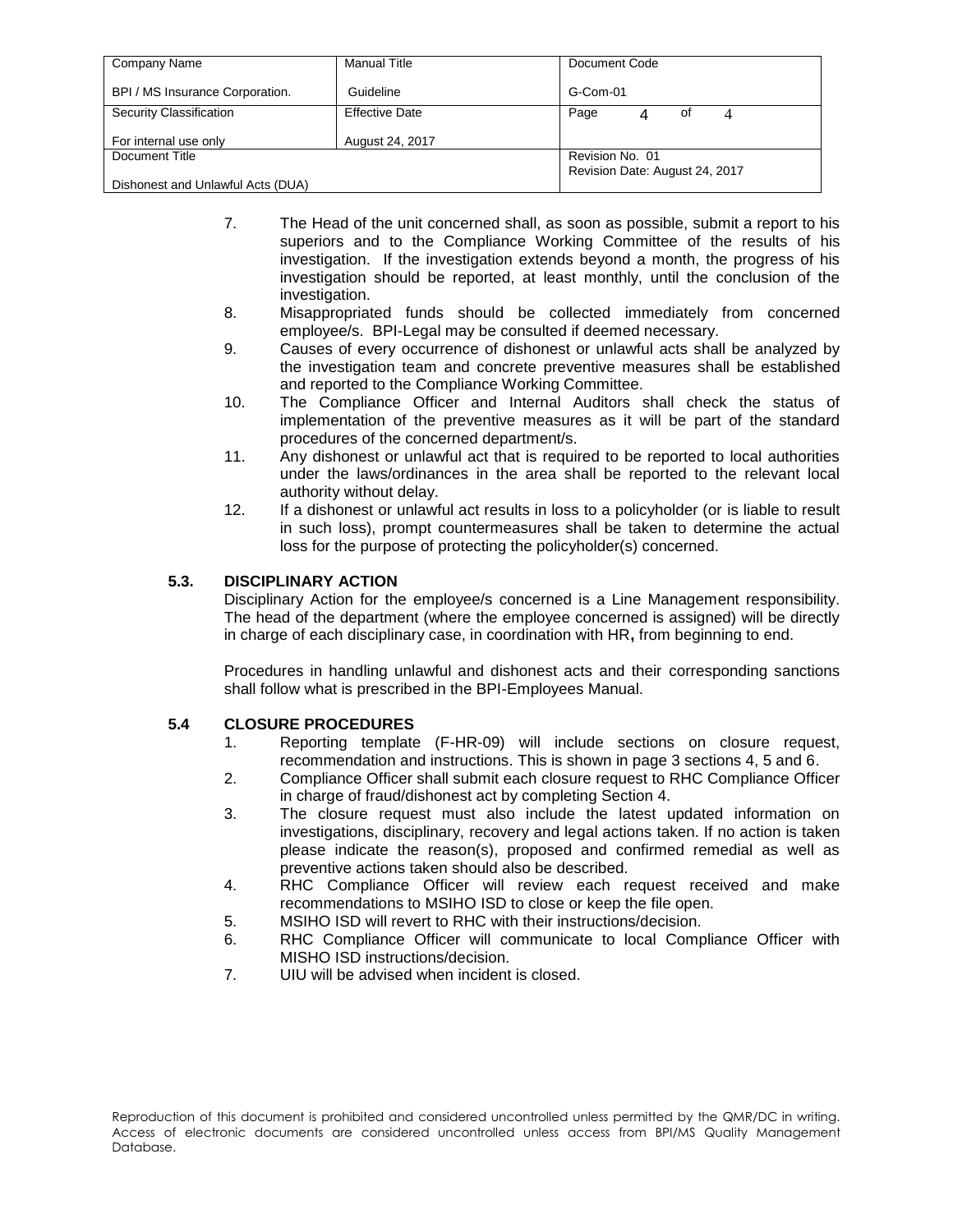7. The Head of the unit concerned shall, as soon as possible, submit a report to his superiors and to the Compliance Working Committee of the results of his investigation. If the investigation extends beyond a month, the progress of his investigation should be reported, at least monthly, until the conclusion of the investigation.
8. Misappropriated funds should be collected immediately from concerned employee/s. BPI-Legal may be consulted if deemed necessary.
9. Causes of every occurrence of dishonest or unlawful acts shall be analyzed by the investigation team and concrete preventive measures shall be established and reported to the Compliance Working Committee.
10. The Compliance Officer and Internal Auditors shall check the status of implementation of the preventive measures as it will be part of the standard procedures of the concerned department/s.
11. Any dishonest or unlawful act that is required to be reported to local authorities under the laws/ordinances in the area shall be reported to the relevant local authority without delay.
12. If a dishonest or unlawful act results in loss to a policyholder (or is liable to result in such loss), prompt countermeasures shall be taken to determine the actual loss for the purpose of protecting the policyholder(s) concerned.

### 5.3. DISCIPLINARY ACTION

Disciplinary Action for the employee/s concerned is a Line Management responsibility. The head of the department (where the employee concerned is assigned) will be directly in charge of each disciplinary case, in coordination with HR**,** from beginning to end.

Procedures in handling unlawful and dishonest acts and their corresponding sanctions shall follow what is prescribed in the BPI-Employees Manual.

### 5.4 CLOSURE PROCEDURES

1. Reporting template (F-HR-09) will include sections on closure request, recommendation and instructions. This is shown in page 3 sections 4, 5 and 6.
2. Compliance Officer shall submit each closure request to RHC Compliance Officer in charge of fraud/dishonest act by completing Section 4.
3. The closure request must also include the latest updated information on investigations, disciplinary, recovery and legal actions taken. If no action is taken please indicate the reason(s), proposed and confirmed remedial as well as preventive actions taken should also be described.
4. RHC Compliance Officer will review each request received and make recommendations to MSIHO ISD to close or keep the file open.
5. MSIHO ISD will revert to RHC with their instructions/decision.
6. RHC Compliance Officer will communicate to local Compliance Officer with MISHO ISD instructions/decision.
7. UIU will be advised when incident is closed.